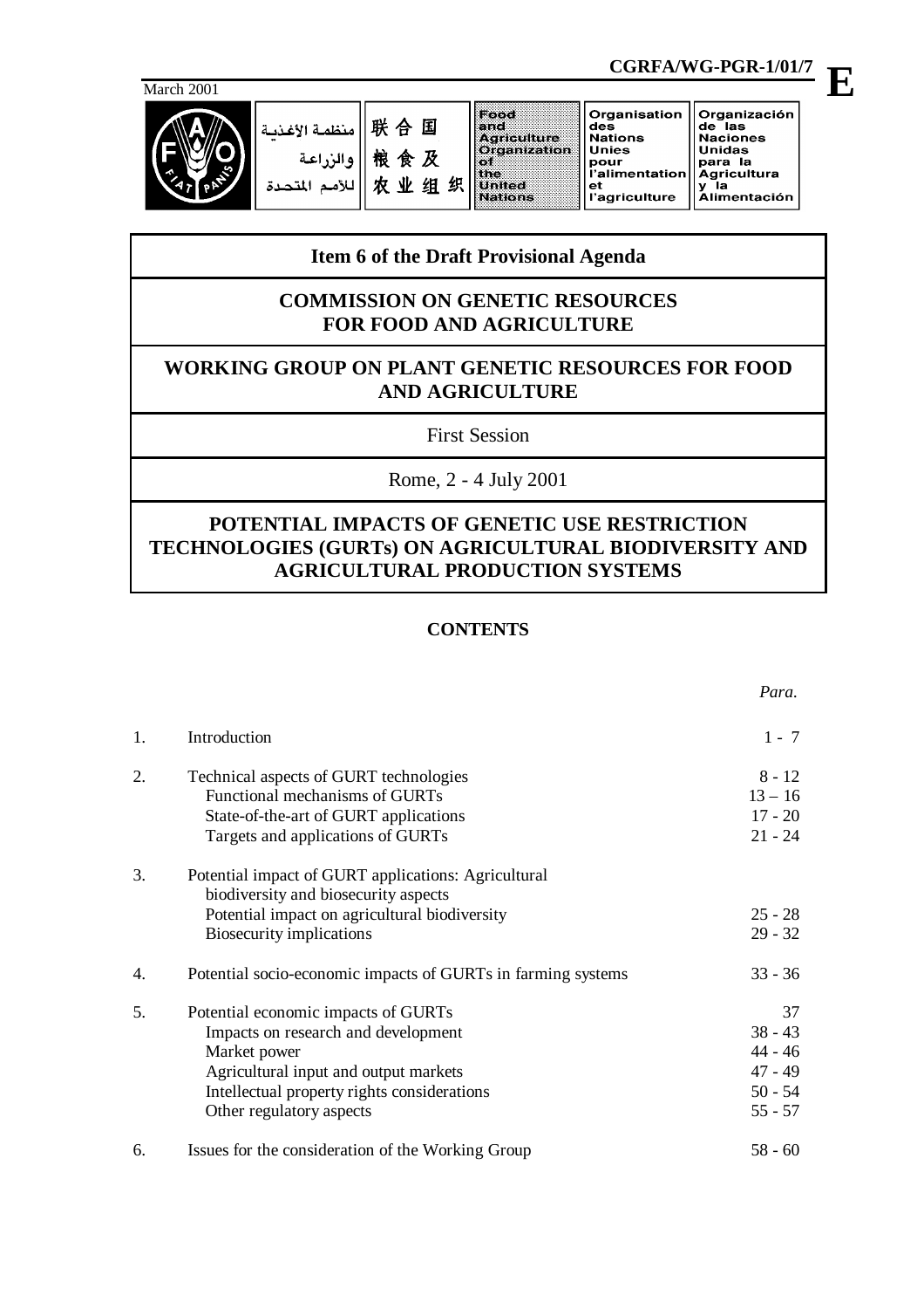CGRFA/WG-PGR-1/01/7 **E**

March 2001

| منظمة الأغذية والزراعة للأمم المتحدة | 联合国粮食及农业组织 | Food and Agriculture Organization of the United Nations | Organisation des Nations Unies pour l'alimentation et l'agriculture | Organización de las Naciones Unidas para la Agricultura y la Alimentación |
|---|---|---|---|---|

## Item 6 of the Draft Provisional Agenda

## COMMISSION ON GENETIC RESOURCES FOR FOOD AND AGRICULTURE

## WORKING GROUP ON PLANT GENETIC RESOURCES FOR FOOD AND AGRICULTURE

First Session

Rome, 2 - 4 July 2001

# POTENTIAL IMPACTS OF GENETIC USE RESTRICTION TECHNOLOGIES (GURTs) ON AGRICULTURAL BIODIVERSITY AND AGRICULTURAL PRODUCTION SYSTEMS

## CONTENTS

| | | *Para.* |
|---|---|---|
| 1. | Introduction | 1 - 7 |
| 2. | Technical aspects of GURT technologies | 8 - 12 |
| | Functional mechanisms of GURTs | 13 – 16 |
| | State-of-the-art of GURT applications | 17 - 20 |
| | Targets and applications of GURTs | 21 - 24 |
| 3. | Potential impact of GURT applications: Agricultural biodiversity and biosecurity aspects | |
| | Potential impact on agricultural biodiversity | 25 - 28 |
| | Biosecurity implications | 29 - 32 |
| 4. | Potential socio-economic impacts of GURTs in farming systems | 33 - 36 |
| 5. | Potential economic impacts of GURTs | 37 |
| | Impacts on research and development | 38 - 43 |
| | Market power | 44 - 46 |
| | Agricultural input and output markets | 47 - 49 |
| | Intellectual property rights considerations | 50 - 54 |
| | Other regulatory aspects | 55 - 57 |
| 6. | Issues for the consideration of the Working Group | 58 - 60 |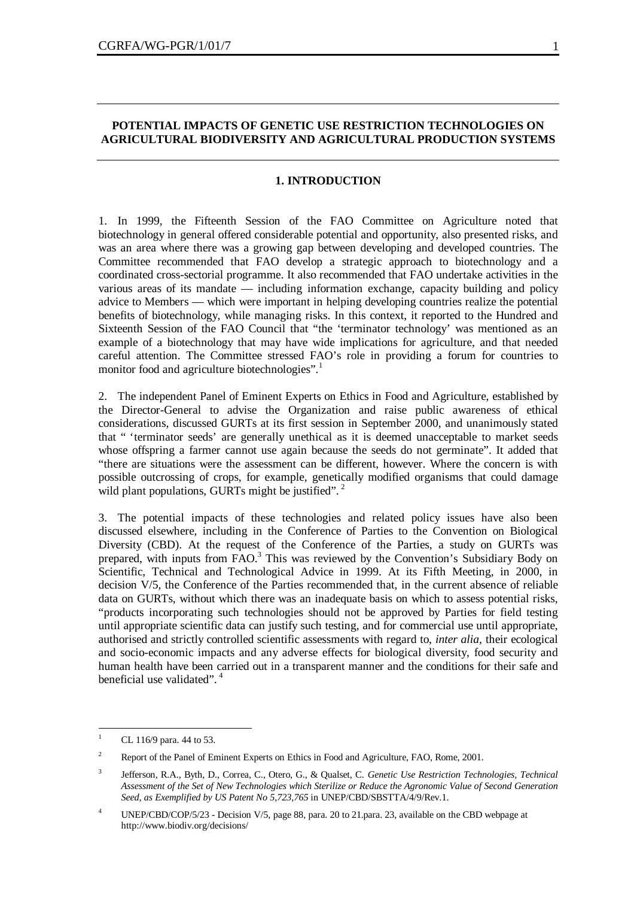## POTENTIAL IMPACTS OF GENETIC USE RESTRICTION TECHNOLOGIES ON AGRICULTURAL BIODIVERSITY AND AGRICULTURAL PRODUCTION SYSTEMS

### 1. INTRODUCTION

1. In 1999, the Fifteenth Session of the FAO Committee on Agriculture noted that biotechnology in general offered considerable potential and opportunity, also presented risks, and was an area where there was a growing gap between developing and developed countries. The Committee recommended that FAO develop a strategic approach to biotechnology and a coordinated cross-sectorial programme. It also recommended that FAO undertake activities in the various areas of its mandate — including information exchange, capacity building and policy advice to Members — which were important in helping developing countries realize the potential benefits of biotechnology, while managing risks. In this context, it reported to the Hundred and Sixteenth Session of the FAO Council that "the 'terminator technology' was mentioned as an example of a biotechnology that may have wide implications for agriculture, and that needed careful attention. The Committee stressed FAO's role in providing a forum for countries to monitor food and agriculture biotechnologies".[1]

2. The independent Panel of Eminent Experts on Ethics in Food and Agriculture, established by the Director-General to advise the Organization and raise public awareness of ethical considerations, discussed GURTs at its first session in September 2000, and unanimously stated that " 'terminator seeds' are generally unethical as it is deemed unacceptable to market seeds whose offspring a farmer cannot use again because the seeds do not germinate". It added that "there are situations were the assessment can be different, however. Where the concern is with possible outcrossing of crops, for example, genetically modified organisms that could damage wild plant populations, GURTs might be justified". [2]

3. The potential impacts of these technologies and related policy issues have also been discussed elsewhere, including in the Conference of Parties to the Convention on Biological Diversity (CBD). At the request of the Conference of the Parties, a study on GURTs was prepared, with inputs from FAO.[3] This was reviewed by the Convention's Subsidiary Body on Scientific, Technical and Technological Advice in 1999. At its Fifth Meeting, in 2000, in decision V/5, the Conference of the Parties recommended that, in the current absence of reliable data on GURTs, without which there was an inadequate basis on which to assess potential risks, "products incorporating such technologies should not be approved by Parties for field testing until appropriate scientific data can justify such testing, and for commercial use until appropriate, authorised and strictly controlled scientific assessments with regard to, *inter alia*, their ecological and socio-economic impacts and any adverse effects for biological diversity, food security and human health have been carried out in a transparent manner and the conditions for their safe and beneficial use validated". [4]

---

[1] CL 116/9 para. 44 to 53.

[2] Report of the Panel of Eminent Experts on Ethics in Food and Agriculture, FAO, Rome, 2001.

[3] Jefferson, R.A., Byth, D., Correa, C., Otero, G., & Qualset, C. *Genetic Use Restriction Technologies, Technical Assessment of the Set of New Technologies which Sterilize or Reduce the Agronomic Value of Second Generation Seed, as Exemplified by US Patent No 5,723,765* in UNEP/CBD/SBSTTA/4/9/Rev.1.

[4] UNEP/CBD/COP/5/23 - Decision V/5, page 88, para. 20 to 21.para. 23, available on the CBD webpage at http://www.biodiv.org/decisions/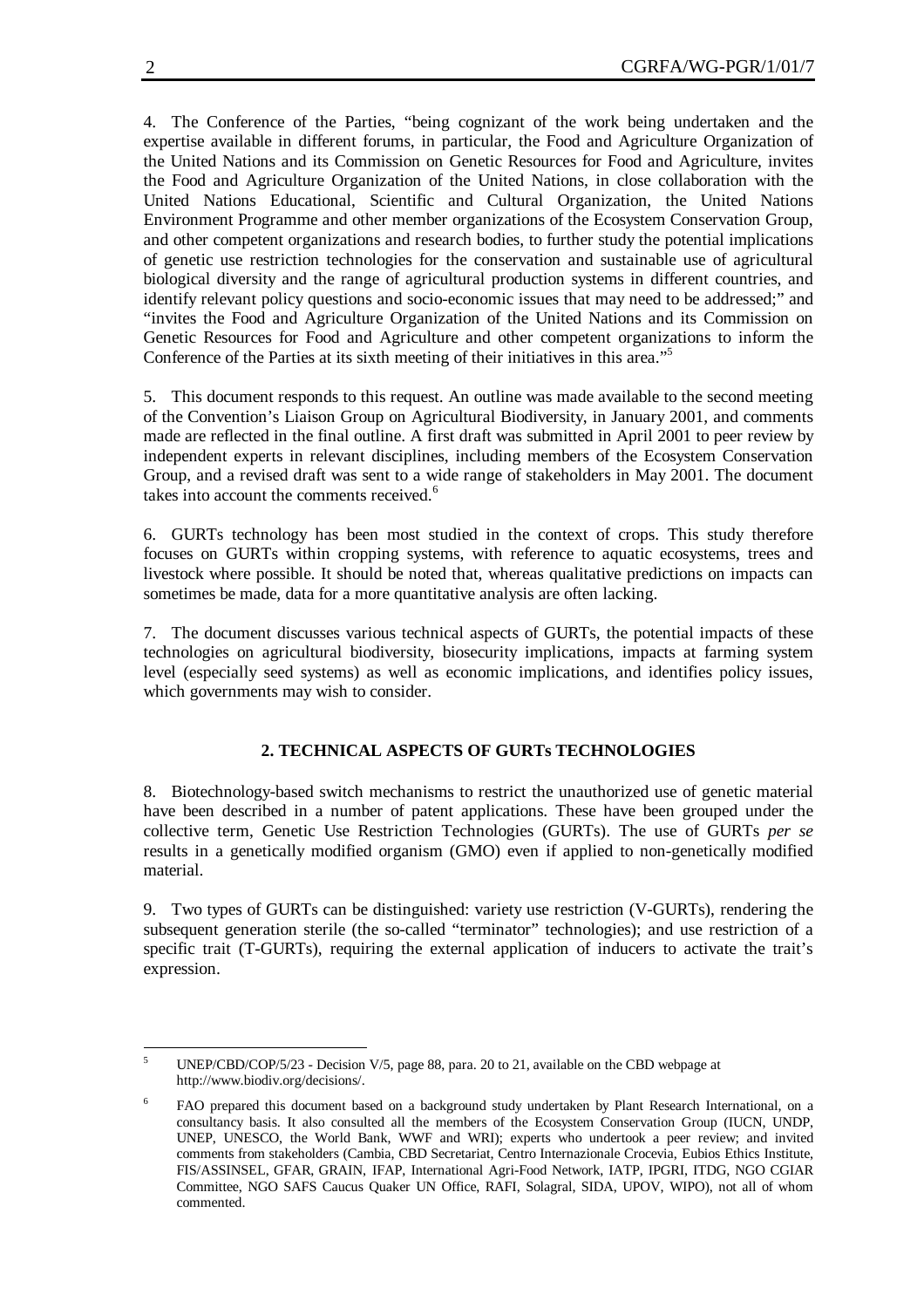4. The Conference of the Parties, "being cognizant of the work being undertaken and the expertise available in different forums, in particular, the Food and Agriculture Organization of the United Nations and its Commission on Genetic Resources for Food and Agriculture, invites the Food and Agriculture Organization of the United Nations, in close collaboration with the United Nations Educational, Scientific and Cultural Organization, the United Nations Environment Programme and other member organizations of the Ecosystem Conservation Group, and other competent organizations and research bodies, to further study the potential implications of genetic use restriction technologies for the conservation and sustainable use of agricultural biological diversity and the range of agricultural production systems in different countries, and identify relevant policy questions and socio-economic issues that may need to be addressed;" and "invites the Food and Agriculture Organization of the United Nations and its Commission on Genetic Resources for Food and Agriculture and other competent organizations to inform the Conference of the Parties at its sixth meeting of their initiatives in this area."[5]

5. This document responds to this request. An outline was made available to the second meeting of the Convention's Liaison Group on Agricultural Biodiversity, in January 2001, and comments made are reflected in the final outline. A first draft was submitted in April 2001 to peer review by independent experts in relevant disciplines, including members of the Ecosystem Conservation Group, and a revised draft was sent to a wide range of stakeholders in May 2001. The document takes into account the comments received.[6]

6. GURTs technology has been most studied in the context of crops. This study therefore focuses on GURTs within cropping systems, with reference to aquatic ecosystems, trees and livestock where possible. It should be noted that, whereas qualitative predictions on impacts can sometimes be made, data for a more quantitative analysis are often lacking.

7. The document discusses various technical aspects of GURTs, the potential impacts of these technologies on agricultural biodiversity, biosecurity implications, impacts at farming system level (especially seed systems) as well as economic implications, and identifies policy issues, which governments may wish to consider.

## 2. TECHNICAL ASPECTS OF GURTs TECHNOLOGIES

8. Biotechnology-based switch mechanisms to restrict the unauthorized use of genetic material have been described in a number of patent applications. These have been grouped under the collective term, Genetic Use Restriction Technologies (GURTs). The use of GURTs *per se* results in a genetically modified organism (GMO) even if applied to non-genetically modified material.

9. Two types of GURTs can be distinguished: variety use restriction (V-GURTs), rendering the subsequent generation sterile (the so-called "terminator" technologies); and use restriction of a specific trait (T-GURTs), requiring the external application of inducers to activate the trait's expression.

---

[5] UNEP/CBD/COP/5/23 - Decision V/5, page 88, para. 20 to 21, available on the CBD webpage at http://www.biodiv.org/decisions/.

[6] FAO prepared this document based on a background study undertaken by Plant Research International, on a consultancy basis. It also consulted all the members of the Ecosystem Conservation Group (IUCN, UNDP, UNEP, UNESCO, the World Bank, WWF and WRI); experts who undertook a peer review; and invited comments from stakeholders (Cambia, CBD Secretariat, Centro Internazionale Crocevia, Eubios Ethics Institute, FIS/ASSINSEL, GFAR, GRAIN, IFAP, International Agri-Food Network, IATP, IPGRI, ITDG, NGO CGIAR Committee, NGO SAFS Caucus Quaker UN Office, RAFI, Solagral, SIDA, UPOV, WIPO), not all of whom commented.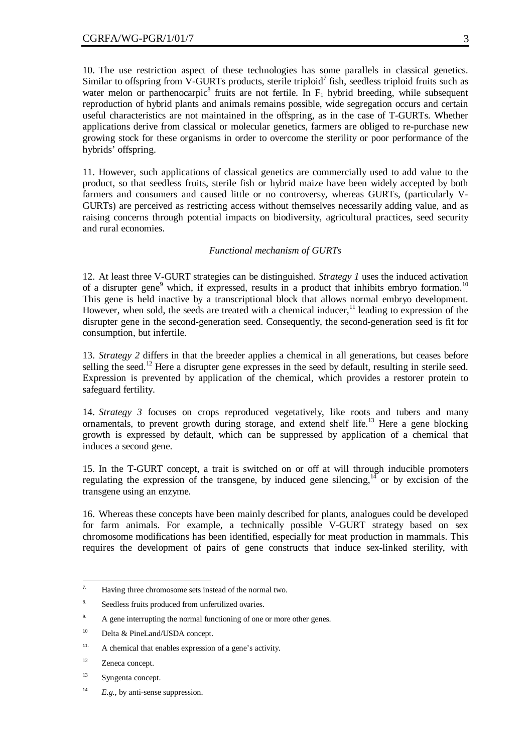10. The use restriction aspect of these technologies has some parallels in classical genetics. Similar to offspring from V-GURTs products, sterile triploid[7] fish, seedless triploid fruits such as water melon or parthenocarpic[8] fruits are not fertile. In $F_1$ hybrid breeding, while subsequent reproduction of hybrid plants and animals remains possible, wide segregation occurs and certain useful characteristics are not maintained in the offspring, as in the case of T-GURTs. Whether applications derive from classical or molecular genetics, farmers are obliged to re-purchase new growing stock for these organisms in order to overcome the sterility or poor performance of the hybrids' offspring.

11. However, such applications of classical genetics are commercially used to add value to the product, so that seedless fruits, sterile fish or hybrid maize have been widely accepted by both farmers and consumers and caused little or no controversy, whereas GURTs, (particularly V-GURTs) are perceived as restricting access without themselves necessarily adding value, and as raising concerns through potential impacts on biodiversity, agricultural practices, seed security and rural economies.

*Functional mechanism of GURTs*

12. At least three V-GURT strategies can be distinguished. *Strategy 1* uses the induced activation of a disrupter gene[9] which, if expressed, results in a product that inhibits embryo formation.[10] This gene is held inactive by a transcriptional block that allows normal embryo development. However, when sold, the seeds are treated with a chemical inducer,[11] leading to expression of the disrupter gene in the second-generation seed. Consequently, the second-generation seed is fit for consumption, but infertile.

13. *Strategy 2* differs in that the breeder applies a chemical in all generations, but ceases before selling the seed.[12] Here a disrupter gene expresses in the seed by default, resulting in sterile seed. Expression is prevented by application of the chemical, which provides a restorer protein to safeguard fertility.

14. *Strategy 3* focuses on crops reproduced vegetatively, like roots and tubers and many ornamentals, to prevent growth during storage, and extend shelf life.[13] Here a gene blocking growth is expressed by default, which can be suppressed by application of a chemical that induces a second gene.

15. In the T-GURT concept, a trait is switched on or off at will through inducible promoters regulating the expression of the transgene, by induced gene silencing,[14] or by excision of the transgene using an enzyme.

16. Whereas these concepts have been mainly described for plants, analogues could be developed for farm animals. For example, a technically possible V-GURT strategy based on sex chromosome modifications has been identified, especially for meat production in mammals. This requires the development of pairs of gene constructs that induce sex-linked sterility, with

---

[7] Having three chromosome sets instead of the normal two.

[8] Seedless fruits produced from unfertilized ovaries.

[9] A gene interrupting the normal functioning of one or more other genes.

[10] Delta & PineLand/USDA concept.

[11] A chemical that enables expression of a gene's activity.

[12] Zeneca concept.

[13] Syngenta concept.

[14] *E.g.*, by anti-sense suppression.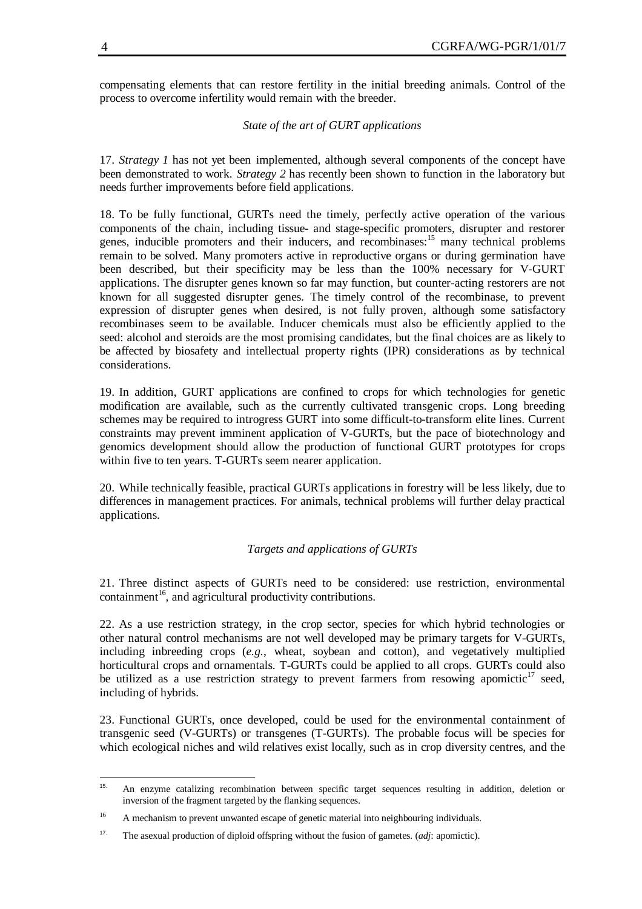compensating elements that can restore fertility in the initial breeding animals. Control of the process to overcome infertility would remain with the breeder.

### *State of the art of GURT applications*

17. *Strategy 1* has not yet been implemented, although several components of the concept have been demonstrated to work. *Strategy 2* has recently been shown to function in the laboratory but needs further improvements before field applications.

18. To be fully functional, GURTs need the timely, perfectly active operation of the various components of the chain, including tissue- and stage-specific promoters, disrupter and restorer genes, inducible promoters and their inducers, and recombinases:[15] many technical problems remain to be solved. Many promoters active in reproductive organs or during germination have been described, but their specificity may be less than the 100% necessary for V-GURT applications. The disrupter genes known so far may function, but counter-acting restorers are not known for all suggested disrupter genes. The timely control of the recombinase, to prevent expression of disrupter genes when desired, is not fully proven, although some satisfactory recombinases seem to be available. Inducer chemicals must also be efficiently applied to the seed: alcohol and steroids are the most promising candidates, but the final choices are as likely to be affected by biosafety and intellectual property rights (IPR) considerations as by technical considerations.

19. In addition, GURT applications are confined to crops for which technologies for genetic modification are available, such as the currently cultivated transgenic crops. Long breeding schemes may be required to introgress GURT into some difficult-to-transform elite lines. Current constraints may prevent imminent application of V-GURTs, but the pace of biotechnology and genomics development should allow the production of functional GURT prototypes for crops within five to ten years. T-GURTs seem nearer application.

20. While technically feasible, practical GURTs applications in forestry will be less likely, due to differences in management practices. For animals, technical problems will further delay practical applications.

### *Targets and applications of GURTs*

21. Three distinct aspects of GURTs need to be considered: use restriction, environmental containment[16], and agricultural productivity contributions.

22. As a use restriction strategy, in the crop sector, species for which hybrid technologies or other natural control mechanisms are not well developed may be primary targets for V-GURTs, including inbreeding crops (*e.g.*, wheat, soybean and cotton), and vegetatively multiplied horticultural crops and ornamentals. T-GURTs could be applied to all crops. GURTs could also be utilized as a use restriction strategy to prevent farmers from resowing apomictic[17] seed, including of hybrids.

23. Functional GURTs, once developed, could be used for the environmental containment of transgenic seed (V-GURTs) or transgenes (T-GURTs). The probable focus will be species for which ecological niches and wild relatives exist locally, such as in crop diversity centres, and the

---

[15] An enzyme catalizing recombination between specific target sequences resulting in addition, deletion or inversion of the fragment targeted by the flanking sequences.

[16] A mechanism to prevent unwanted escape of genetic material into neighbouring individuals.

[17] The asexual production of diploid offspring without the fusion of gametes. (*adj*: apomictic).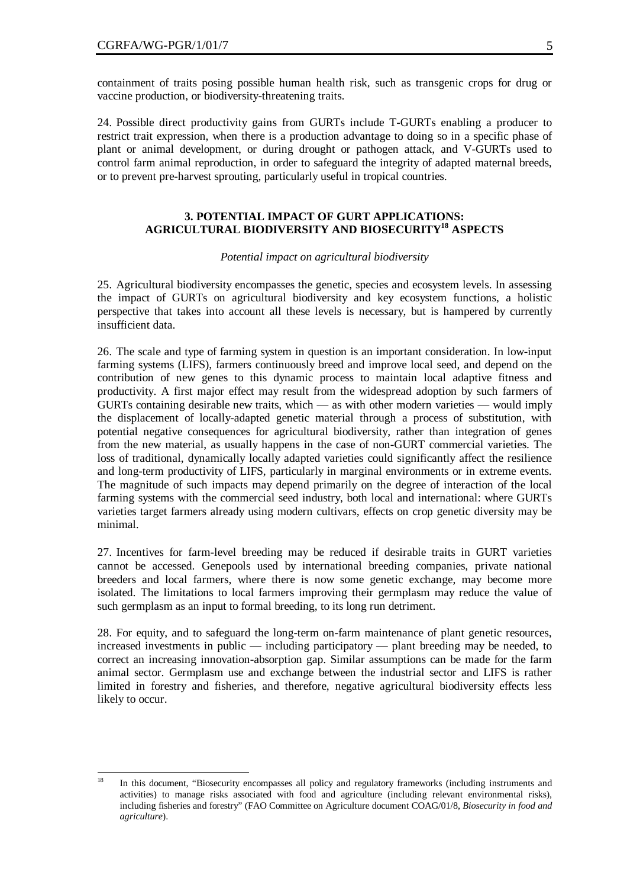containment of traits posing possible human health risk, such as transgenic crops for drug or vaccine production, or biodiversity-threatening traits.

24. Possible direct productivity gains from GURTs include T-GURTs enabling a producer to restrict trait expression, when there is a production advantage to doing so in a specific phase of plant or animal development, or during drought or pathogen attack, and V-GURTs used to control farm animal reproduction, in order to safeguard the integrity of adapted maternal breeds, or to prevent pre-harvest sprouting, particularly useful in tropical countries.

## 3. POTENTIAL IMPACT OF GURT APPLICATIONS: AGRICULTURAL BIODIVERSITY AND BIOSECURITY[18] ASPECTS

*Potential impact on agricultural biodiversity*

25. Agricultural biodiversity encompasses the genetic, species and ecosystem levels. In assessing the impact of GURTs on agricultural biodiversity and key ecosystem functions, a holistic perspective that takes into account all these levels is necessary, but is hampered by currently insufficient data.

26. The scale and type of farming system in question is an important consideration. In low-input farming systems (LIFS), farmers continuously breed and improve local seed, and depend on the contribution of new genes to this dynamic process to maintain local adaptive fitness and productivity. A first major effect may result from the widespread adoption by such farmers of GURTs containing desirable new traits, which — as with other modern varieties — would imply the displacement of locally-adapted genetic material through a process of substitution, with potential negative consequences for agricultural biodiversity, rather than integration of genes from the new material, as usually happens in the case of non-GURT commercial varieties. The loss of traditional, dynamically locally adapted varieties could significantly affect the resilience and long-term productivity of LIFS, particularly in marginal environments or in extreme events. The magnitude of such impacts may depend primarily on the degree of interaction of the local farming systems with the commercial seed industry, both local and international: where GURTs varieties target farmers already using modern cultivars, effects on crop genetic diversity may be minimal.

27. Incentives for farm-level breeding may be reduced if desirable traits in GURT varieties cannot be accessed. Genepools used by international breeding companies, private national breeders and local farmers, where there is now some genetic exchange, may become more isolated. The limitations to local farmers improving their germplasm may reduce the value of such germplasm as an input to formal breeding, to its long run detriment.

28. For equity, and to safeguard the long-term on-farm maintenance of plant genetic resources, increased investments in public — including participatory — plant breeding may be needed, to correct an increasing innovation-absorption gap. Similar assumptions can be made for the farm animal sector. Germplasm use and exchange between the industrial sector and LIFS is rather limited in forestry and fisheries, and therefore, negative agricultural biodiversity effects less likely to occur.

---

[18] In this document, "Biosecurity encompasses all policy and regulatory frameworks (including instruments and activities) to manage risks associated with food and agriculture (including relevant environmental risks), including fisheries and forestry" (FAO Committee on Agriculture document COAG/01/8, *Biosecurity in food and agriculture*).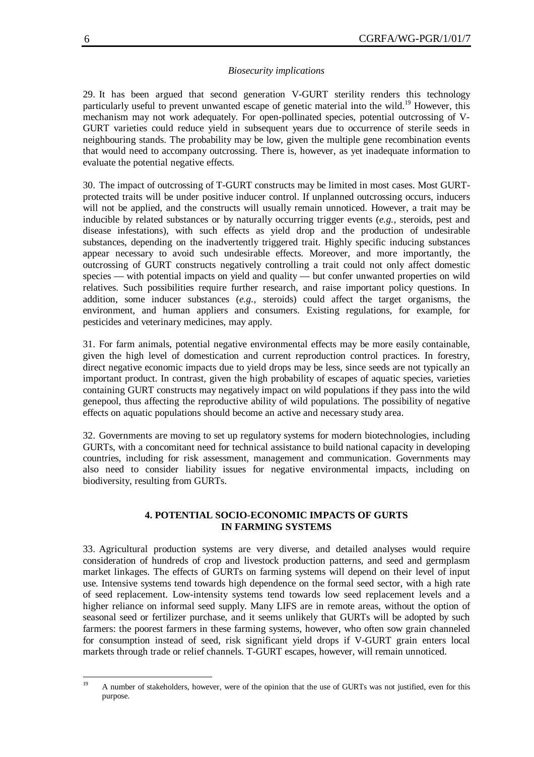*Biosecurity implications*

29. It has been argued that second generation V-GURT sterility renders this technology particularly useful to prevent unwanted escape of genetic material into the wild.[19] However, this mechanism may not work adequately. For open-pollinated species, potential outcrossing of V-GURT varieties could reduce yield in subsequent years due to occurrence of sterile seeds in neighbouring stands. The probability may be low, given the multiple gene recombination events that would need to accompany outcrossing. There is, however, as yet inadequate information to evaluate the potential negative effects.

30. The impact of outcrossing of T-GURT constructs may be limited in most cases. Most GURT-protected traits will be under positive inducer control. If unplanned outcrossing occurs, inducers will not be applied, and the constructs will usually remain unnoticed. However, a trait may be inducible by related substances or by naturally occurring trigger events (*e.g.*, steroids, pest and disease infestations), with such effects as yield drop and the production of undesirable substances, depending on the inadvertently triggered trait. Highly specific inducing substances appear necessary to avoid such undesirable effects. Moreover, and more importantly, the outcrossing of GURT constructs negatively controlling a trait could not only affect domestic species — with potential impacts on yield and quality — but confer unwanted properties on wild relatives. Such possibilities require further research, and raise important policy questions. In addition, some inducer substances (*e.g.*, steroids) could affect the target organisms, the environment, and human appliers and consumers. Existing regulations, for example, for pesticides and veterinary medicines, may apply.

31. For farm animals, potential negative environmental effects may be more easily containable, given the high level of domestication and current reproduction control practices. In forestry, direct negative economic impacts due to yield drops may be less, since seeds are not typically an important product. In contrast, given the high probability of escapes of aquatic species, varieties containing GURT constructs may negatively impact on wild populations if they pass into the wild genepool, thus affecting the reproductive ability of wild populations. The possibility of negative effects on aquatic populations should become an active and necessary study area.

32. Governments are moving to set up regulatory systems for modern biotechnologies, including GURTs, with a concomitant need for technical assistance to build national capacity in developing countries, including for risk assessment, management and communication. Governments may also need to consider liability issues for negative environmental impacts, including on biodiversity, resulting from GURTs.

## 4. POTENTIAL SOCIO-ECONOMIC IMPACTS OF GURTS IN FARMING SYSTEMS

33. Agricultural production systems are very diverse, and detailed analyses would require consideration of hundreds of crop and livestock production patterns, and seed and germplasm market linkages. The effects of GURTs on farming systems will depend on their level of input use. Intensive systems tend towards high dependence on the formal seed sector, with a high rate of seed replacement. Low-intensity systems tend towards low seed replacement levels and a higher reliance on informal seed supply. Many LIFS are in remote areas, without the option of seasonal seed or fertilizer purchase, and it seems unlikely that GURTs will be adopted by such farmers: the poorest farmers in these farming systems, however, who often sow grain channeled for consumption instead of seed, risk significant yield drops if V-GURT grain enters local markets through trade or relief channels. T-GURT escapes, however, will remain unnoticed.

---

[19] A number of stakeholders, however, were of the opinion that the use of GURTs was not justified, even for this purpose.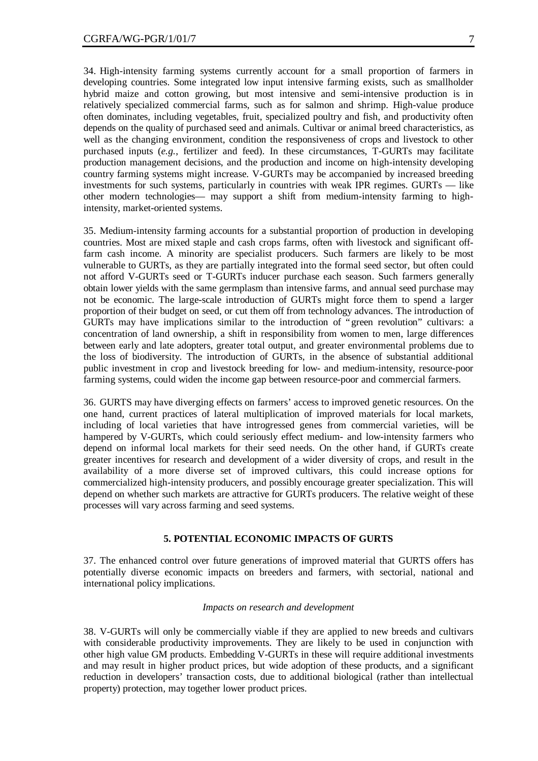34. High-intensity farming systems currently account for a small proportion of farmers in developing countries. Some integrated low input intensive farming exists, such as smallholder hybrid maize and cotton growing, but most intensive and semi-intensive production is in relatively specialized commercial farms, such as for salmon and shrimp. High-value produce often dominates, including vegetables, fruit, specialized poultry and fish, and productivity often depends on the quality of purchased seed and animals. Cultivar or animal breed characteristics, as well as the changing environment, condition the responsiveness of crops and livestock to other purchased inputs (*e.g.*, fertilizer and feed). In these circumstances, T-GURTs may facilitate production management decisions, and the production and income on high-intensity developing country farming systems might increase. V-GURTs may be accompanied by increased breeding investments for such systems, particularly in countries with weak IPR regimes. GURTs — like other modern technologies— may support a shift from medium-intensity farming to high-intensity, market-oriented systems.

35. Medium-intensity farming accounts for a substantial proportion of production in developing countries. Most are mixed staple and cash crops farms, often with livestock and significant off-farm cash income. A minority are specialist producers. Such farmers are likely to be most vulnerable to GURTs, as they are partially integrated into the formal seed sector, but often could not afford V-GURTs seed or T-GURTs inducer purchase each season. Such farmers generally obtain lower yields with the same germplasm than intensive farms, and annual seed purchase may not be economic. The large-scale introduction of GURTs might force them to spend a larger proportion of their budget on seed, or cut them off from technology advances. The introduction of GURTs may have implications similar to the introduction of "green revolution" cultivars: a concentration of land ownership, a shift in responsibility from women to men, large differences between early and late adopters, greater total output, and greater environmental problems due to the loss of biodiversity. The introduction of GURTs, in the absence of substantial additional public investment in crop and livestock breeding for low- and medium-intensity, resource-poor farming systems, could widen the income gap between resource-poor and commercial farmers.

36. GURTS may have diverging effects on farmers' access to improved genetic resources. On the one hand, current practices of lateral multiplication of improved materials for local markets, including of local varieties that have introgressed genes from commercial varieties, will be hampered by V-GURTs, which could seriously effect medium- and low-intensity farmers who depend on informal local markets for their seed needs. On the other hand, if GURTs create greater incentives for research and development of a wider diversity of crops, and result in the availability of a more diverse set of improved cultivars, this could increase options for commercialized high-intensity producers, and possibly encourage greater specialization. This will depend on whether such markets are attractive for GURTs producers. The relative weight of these processes will vary across farming and seed systems.

## 5. POTENTIAL ECONOMIC IMPACTS OF GURTS

37. The enhanced control over future generations of improved material that GURTS offers has potentially diverse economic impacts on breeders and farmers, with sectorial, national and international policy implications.

### *Impacts on research and development*

38. V-GURTs will only be commercially viable if they are applied to new breeds and cultivars with considerable productivity improvements. They are likely to be used in conjunction with other high value GM products. Embedding V-GURTs in these will require additional investments and may result in higher product prices, but wide adoption of these products, and a significant reduction in developers' transaction costs, due to additional biological (rather than intellectual property) protection, may together lower product prices.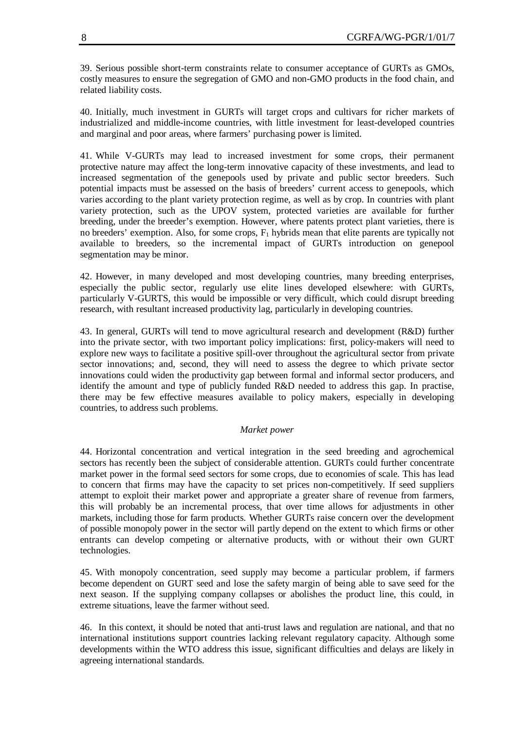39. Serious possible short-term constraints relate to consumer acceptance of GURTs as GMOs, costly measures to ensure the segregation of GMO and non-GMO products in the food chain, and related liability costs.

40. Initially, much investment in GURTs will target crops and cultivars for richer markets of industrialized and middle-income countries, with little investment for least-developed countries and marginal and poor areas, where farmers' purchasing power is limited.

41. While V-GURTs may lead to increased investment for some crops, their permanent protective nature may affect the long-term innovative capacity of these investments, and lead to increased segmentation of the genepools used by private and public sector breeders. Such potential impacts must be assessed on the basis of breeders' current access to genepools, which varies according to the plant variety protection regime, as well as by crop. In countries with plant variety protection, such as the UPOV system, protected varieties are available for further breeding, under the breeder's exemption. However, where patents protect plant varieties, there is no breeders' exemption. Also, for some crops, $F_1$ hybrids mean that elite parents are typically not available to breeders, so the incremental impact of GURTs introduction on genepool segmentation may be minor.

42. However, in many developed and most developing countries, many breeding enterprises, especially the public sector, regularly use elite lines developed elsewhere: with GURTs, particularly V-GURTS, this would be impossible or very difficult, which could disrupt breeding research, with resultant increased productivity lag, particularly in developing countries.

43. In general, GURTs will tend to move agricultural research and development (R&D) further into the private sector, with two important policy implications: first, policy-makers will need to explore new ways to facilitate a positive spill-over throughout the agricultural sector from private sector innovations; and, second, they will need to assess the degree to which private sector innovations could widen the productivity gap between formal and informal sector producers, and identify the amount and type of publicly funded R&D needed to address this gap. In practise, there may be few effective measures available to policy makers, especially in developing countries, to address such problems.

*Market power*

44. Horizontal concentration and vertical integration in the seed breeding and agrochemical sectors has recently been the subject of considerable attention. GURTs could further concentrate market power in the formal seed sectors for some crops, due to economies of scale. This has lead to concern that firms may have the capacity to set prices non-competitively. If seed suppliers attempt to exploit their market power and appropriate a greater share of revenue from farmers, this will probably be an incremental process, that over time allows for adjustments in other markets, including those for farm products. Whether GURTs raise concern over the development of possible monopoly power in the sector will partly depend on the extent to which firms or other entrants can develop competing or alternative products, with or without their own GURT technologies.

45. With monopoly concentration, seed supply may become a particular problem, if farmers become dependent on GURT seed and lose the safety margin of being able to save seed for the next season. If the supplying company collapses or abolishes the product line, this could, in extreme situations, leave the farmer without seed.

46. In this context, it should be noted that anti-trust laws and regulation are national, and that no international institutions support countries lacking relevant regulatory capacity. Although some developments within the WTO address this issue, significant difficulties and delays are likely in agreeing international standards.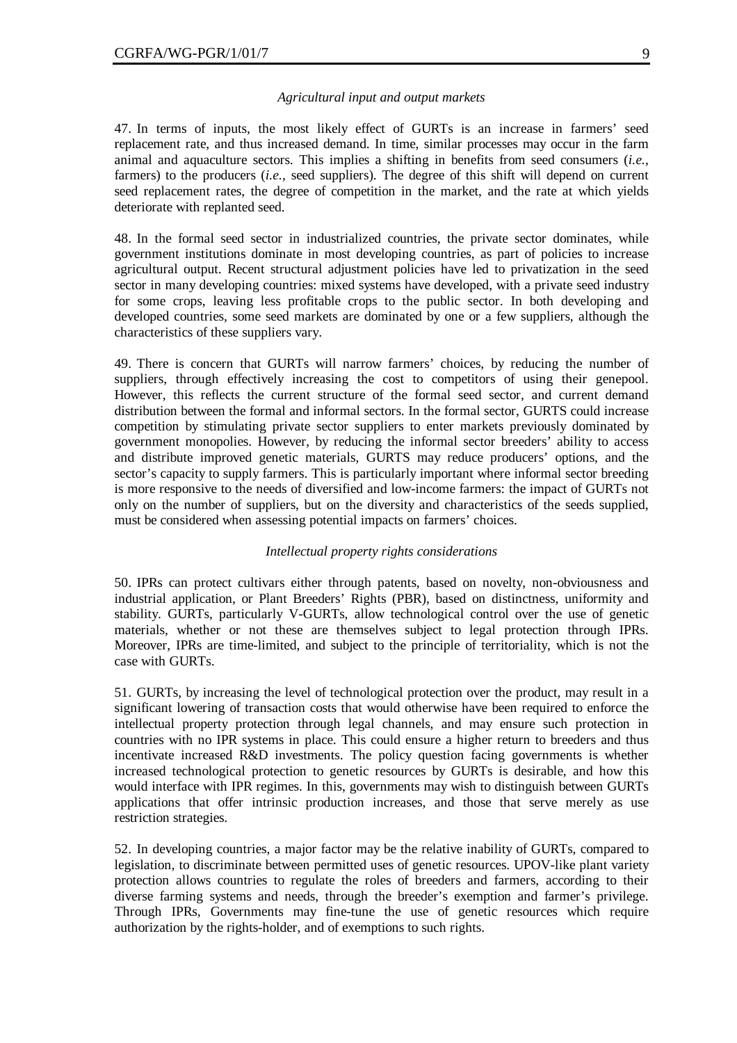*Agricultural input and output markets*

47. In terms of inputs, the most likely effect of GURTs is an increase in farmers' seed replacement rate, and thus increased demand. In time, similar processes may occur in the farm animal and aquaculture sectors. This implies a shifting in benefits from seed consumers (*i.e.*, farmers) to the producers (*i.e.*, seed suppliers). The degree of this shift will depend on current seed replacement rates, the degree of competition in the market, and the rate at which yields deteriorate with replanted seed.

48. In the formal seed sector in industrialized countries, the private sector dominates, while government institutions dominate in most developing countries, as part of policies to increase agricultural output. Recent structural adjustment policies have led to privatization in the seed sector in many developing countries: mixed systems have developed, with a private seed industry for some crops, leaving less profitable crops to the public sector. In both developing and developed countries, some seed markets are dominated by one or a few suppliers, although the characteristics of these suppliers vary.

49. There is concern that GURTs will narrow farmers' choices, by reducing the number of suppliers, through effectively increasing the cost to competitors of using their genepool. However, this reflects the current structure of the formal seed sector, and current demand distribution between the formal and informal sectors. In the formal sector, GURTS could increase competition by stimulating private sector suppliers to enter markets previously dominated by government monopolies. However, by reducing the informal sector breeders' ability to access and distribute improved genetic materials, GURTS may reduce producers' options, and the sector's capacity to supply farmers. This is particularly important where informal sector breeding is more responsive to the needs of diversified and low-income farmers: the impact of GURTs not only on the number of suppliers, but on the diversity and characteristics of the seeds supplied, must be considered when assessing potential impacts on farmers' choices.

*Intellectual property rights considerations*

50. IPRs can protect cultivars either through patents, based on novelty, non-obviousness and industrial application, or Plant Breeders' Rights (PBR), based on distinctness, uniformity and stability. GURTs, particularly V-GURTs, allow technological control over the use of genetic materials, whether or not these are themselves subject to legal protection through IPRs. Moreover, IPRs are time-limited, and subject to the principle of territoriality, which is not the case with GURTs.

51. GURTs, by increasing the level of technological protection over the product, may result in a significant lowering of transaction costs that would otherwise have been required to enforce the intellectual property protection through legal channels, and may ensure such protection in countries with no IPR systems in place. This could ensure a higher return to breeders and thus incentivate increased R&D investments. The policy question facing governments is whether increased technological protection to genetic resources by GURTs is desirable, and how this would interface with IPR regimes. In this, governments may wish to distinguish between GURTs applications that offer intrinsic production increases, and those that serve merely as use restriction strategies.

52. In developing countries, a major factor may be the relative inability of GURTs, compared to legislation, to discriminate between permitted uses of genetic resources. UPOV-like plant variety protection allows countries to regulate the roles of breeders and farmers, according to their diverse farming systems and needs, through the breeder's exemption and farmer's privilege. Through IPRs, Governments may fine-tune the use of genetic resources which require authorization by the rights-holder, and of exemptions to such rights.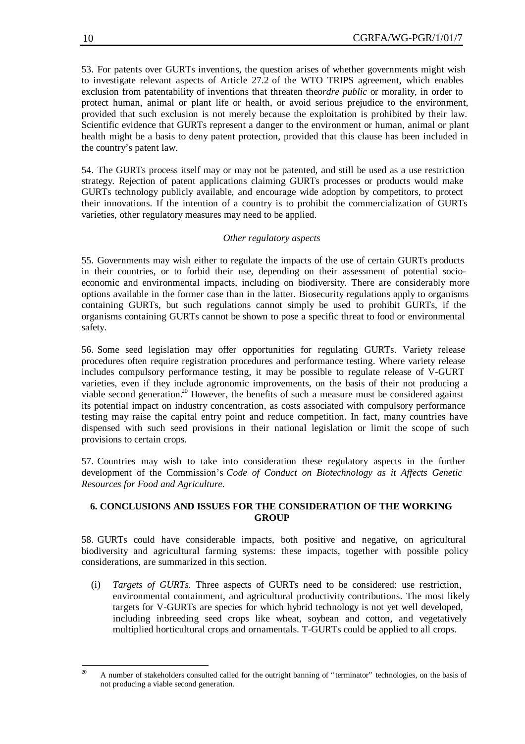53. For patents over GURTs inventions, the question arises of whether governments might wish to investigate relevant aspects of Article 27.2 of the WTO TRIPS agreement, which enables exclusion from patentability of inventions that threaten the *ordre public* or morality, in order to protect human, animal or plant life or health, or avoid serious prejudice to the environment, provided that such exclusion is not merely because the exploitation is prohibited by their law. Scientific evidence that GURTs represent a danger to the environment or human, animal or plant health might be a basis to deny patent protection, provided that this clause has been included in the country's patent law.

54. The GURTs process itself may or may not be patented, and still be used as a use restriction strategy. Rejection of patent applications claiming GURTs processes or products would make GURTs technology publicly available, and encourage wide adoption by competitors, to protect their innovations. If the intention of a country is to prohibit the commercialization of GURTs varieties, other regulatory measures may need to be applied.

*Other regulatory aspects*

55. Governments may wish either to regulate the impacts of the use of certain GURTs products in their countries, or to forbid their use, depending on their assessment of potential socio-economic and environmental impacts, including on biodiversity. There are considerably more options available in the former case than in the latter. Biosecurity regulations apply to organisms containing GURTs, but such regulations cannot simply be used to prohibit GURTs, if the organisms containing GURTs cannot be shown to pose a specific threat to food or environmental safety.

56. Some seed legislation may offer opportunities for regulating GURTs. Variety release procedures often require registration procedures and performance testing. Where variety release includes compulsory performance testing, it may be possible to regulate release of V-GURT varieties, even if they include agronomic improvements, on the basis of their not producing a viable second generation.[20] However, the benefits of such a measure must be considered against its potential impact on industry concentration, as costs associated with compulsory performance testing may raise the capital entry point and reduce competition. In fact, many countries have dispensed with such seed provisions in their national legislation or limit the scope of such provisions to certain crops.

57. Countries may wish to take into consideration these regulatory aspects in the further development of the Commission's *Code of Conduct on Biotechnology as it Affects Genetic Resources for Food and Agriculture*.

## 6. CONCLUSIONS AND ISSUES FOR THE CONSIDERATION OF THE WORKING GROUP

58. GURTs could have considerable impacts, both positive and negative, on agricultural biodiversity and agricultural farming systems: these impacts, together with possible policy considerations, are summarized in this section.

(i) *Targets of GURTs.* Three aspects of GURTs need to be considered: use restriction, environmental containment, and agricultural productivity contributions. The most likely targets for V-GURTs are species for which hybrid technology is not yet well developed, including inbreeding seed crops like wheat, soybean and cotton, and vegetatively multiplied horticultural crops and ornamentals. T-GURTs could be applied to all crops.

---

[20] A number of stakeholders consulted called for the outright banning of "terminator" technologies, on the basis of not producing a viable second generation.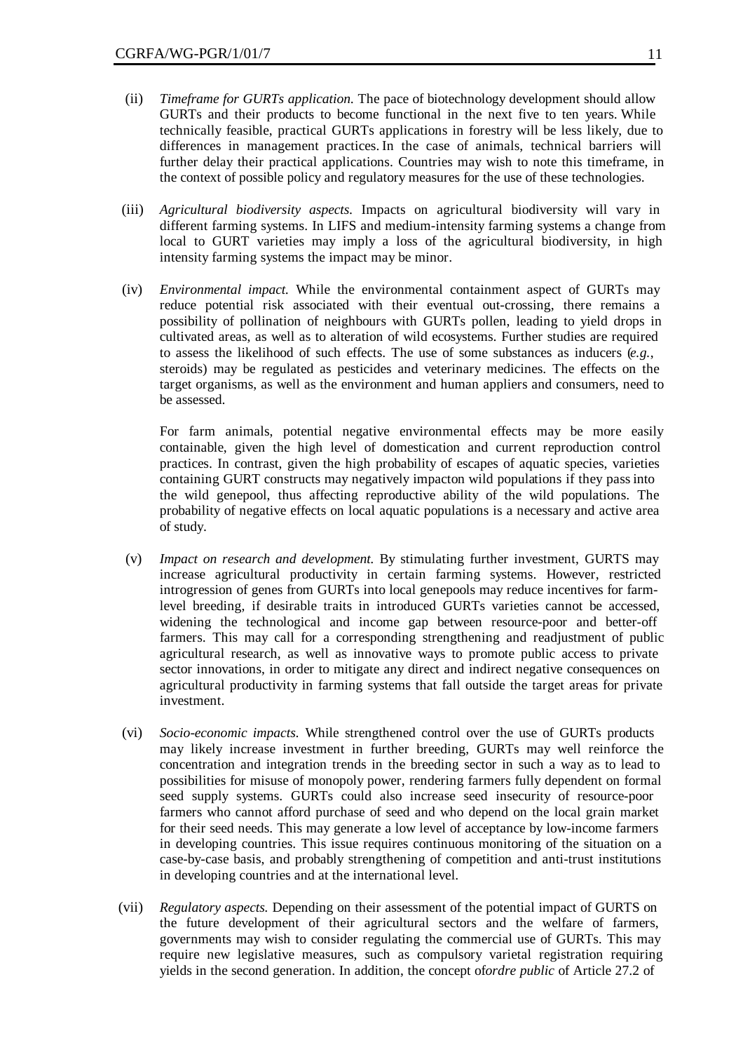(ii) *Timeframe for GURTs application.* The pace of biotechnology development should allow GURTs and their products to become functional in the next five to ten years. While technically feasible, practical GURTs applications in forestry will be less likely, due to differences in management practices. In the case of animals, technical barriers will further delay their practical applications. Countries may wish to note this timeframe, in the context of possible policy and regulatory measures for the use of these technologies.

(iii) *Agricultural biodiversity aspects.* Impacts on agricultural biodiversity will vary in different farming systems. In LIFS and medium-intensity farming systems a change from local to GURT varieties may imply a loss of the agricultural biodiversity, in high intensity farming systems the impact may be minor.

(iv) *Environmental impact.* While the environmental containment aspect of GURTs may reduce potential risk associated with their eventual out-crossing, there remains a possibility of pollination of neighbours with GURTs pollen, leading to yield drops in cultivated areas, as well as to alteration of wild ecosystems. Further studies are required to assess the likelihood of such effects. The use of some substances as inducers (*e.g.*, steroids) may be regulated as pesticides and veterinary medicines. The effects on the target organisms, as well as the environment and human appliers and consumers, need to be assessed.

For farm animals, potential negative environmental effects may be more easily containable, given the high level of domestication and current reproduction control practices. In contrast, given the high probability of escapes of aquatic species, varieties containing GURT constructs may negatively impacton wild populations if they pass into the wild genepool, thus affecting reproductive ability of the wild populations. The probability of negative effects on local aquatic populations is a necessary and active area of study.

(v) *Impact on research and development.* By stimulating further investment, GURTS may increase agricultural productivity in certain farming systems. However, restricted introgression of genes from GURTs into local genepools may reduce incentives for farm-level breeding, if desirable traits in introduced GURTs varieties cannot be accessed, widening the technological and income gap between resource-poor and better-off farmers. This may call for a corresponding strengthening and readjustment of public agricultural research, as well as innovative ways to promote public access to private sector innovations, in order to mitigate any direct and indirect negative consequences on agricultural productivity in farming systems that fall outside the target areas for private investment.

(vi) *Socio-economic impacts.* While strengthened control over the use of GURTs products may likely increase investment in further breeding, GURTs may well reinforce the concentration and integration trends in the breeding sector in such a way as to lead to possibilities for misuse of monopoly power, rendering farmers fully dependent on formal seed supply systems. GURTs could also increase seed insecurity of resource-poor farmers who cannot afford purchase of seed and who depend on the local grain market for their seed needs. This may generate a low level of acceptance by low-income farmers in developing countries. This issue requires continuous monitoring of the situation on a case-by-case basis, and probably strengthening of competition and anti-trust institutions in developing countries and at the international level.

(vii) *Regulatory aspects.* Depending on their assessment of the potential impact of GURTS on the future development of their agricultural sectors and the welfare of farmers, governments may wish to consider regulating the commercial use of GURTs. This may require new legislative measures, such as compulsory varietal registration requiring yields in the second generation. In addition, the concept of *ordre public* of Article 27.2 of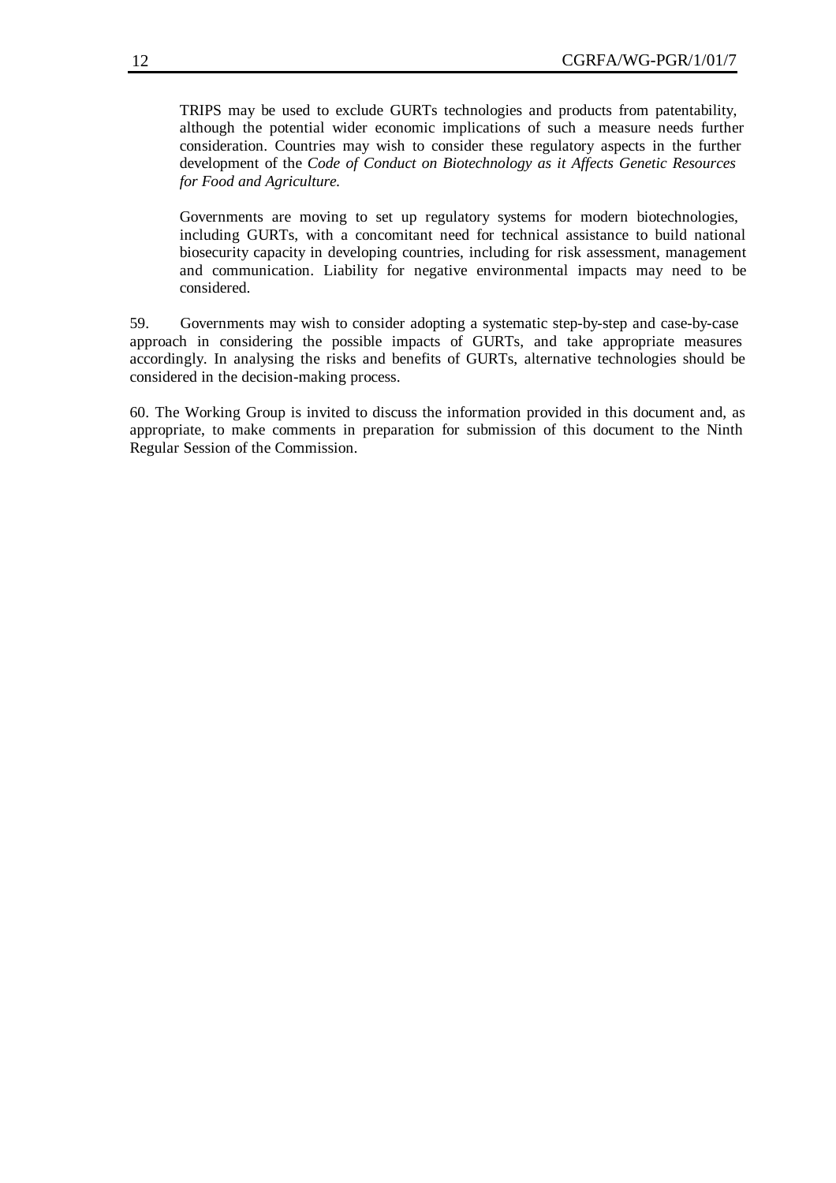TRIPS may be used to exclude GURTs technologies and products from patentability, although the potential wider economic implications of such a measure needs further consideration. Countries may wish to consider these regulatory aspects in the further development of the *Code of Conduct on Biotechnology as it Affects Genetic Resources for Food and Agriculture.*

Governments are moving to set up regulatory systems for modern biotechnologies, including GURTs, with a concomitant need for technical assistance to build national biosecurity capacity in developing countries, including for risk assessment, management and communication. Liability for negative environmental impacts may need to be considered.

59. Governments may wish to consider adopting a systematic step-by-step and case-by-case approach in considering the possible impacts of GURTs, and take appropriate measures accordingly. In analysing the risks and benefits of GURTs, alternative technologies should be considered in the decision-making process.

60. The Working Group is invited to discuss the information provided in this document and, as appropriate, to make comments in preparation for submission of this document to the Ninth Regular Session of the Commission.